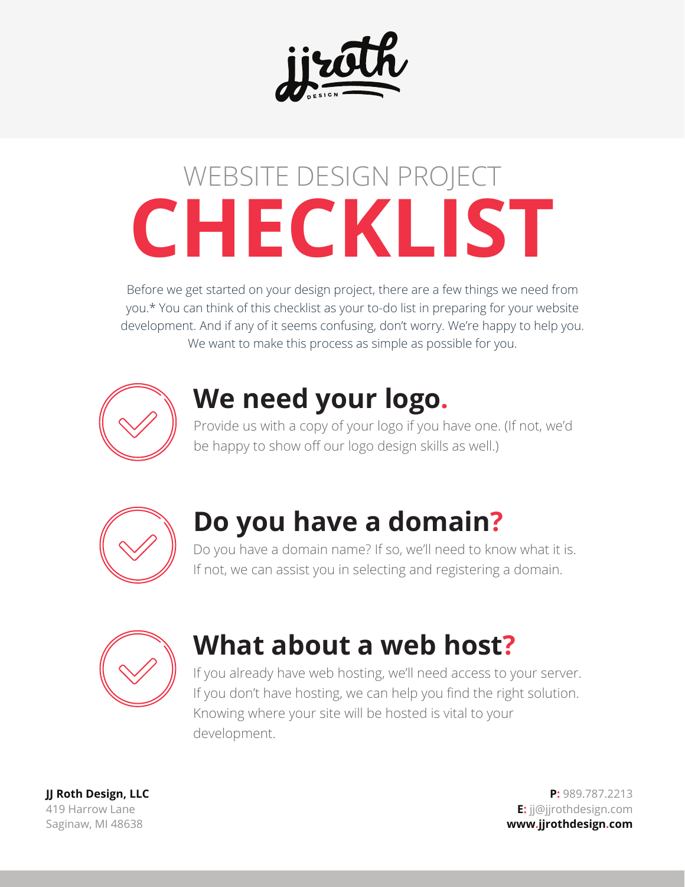# WEBSITE DESIGN PROJECT CHECKLIST

Before we get started on your design project, there are a few things we need from you.* You can think of this checklist as your to-do list in preparing for your website development. And if any of it seems confusing, don't worry. We're happy to help you. We want to make this process as simple as possible for you.

## We need your logo.

Provide us with a copy of your logo if you have one. (If not, we'd be happy to show off our logo design skills as well.)

## Do you have a domain?

Do you have a domain name? If so, we'll need to know what it is. If not, we can assist you in selecting and registering a domain.

## What about a web host?

If you already have web hosting, we'll need access to your server. If you don't have hosting, we can help you find the right solution. Knowing where your site will be hosted is vital to your development.

**JJ Roth Design, LLC**
419 Harrow Lane
Saginaw, MI 48638

**P:** 989.787.2213
**E:** jj@jjrothdesign.com
**www.jjrothdesign.com**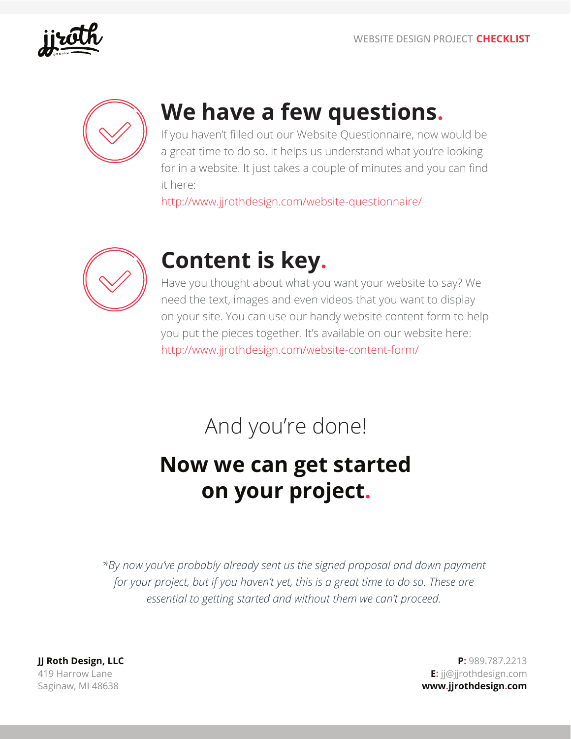## We have a few questions.

If you haven't filled out our Website Questionnaire, now would be a great time to do so. It helps us understand what you're looking for in a website. It just takes a couple of minutes and you can find it here:

http://www.jjrothdesign.com/website-questionnaire/

## Content is key.

Have you thought about what you want your website to say? We need the text, images and even videos that you want to display on your site. You can use our handy website content form to help you put the pieces together. It's available on our website here:

http://www.jjrothdesign.com/website-content-form/

And you're done!

## Now we can get started on your project.

*\*By now you've probably already sent us the signed proposal and down payment for your project, but if you haven't yet, this is a great time to do so. These are essential to getting started and without them we can't proceed.*

**JJ Roth Design, LLC**
419 Harrow Lane
Saginaw, MI 48638

**P:** 989.787.2213
**E:** jj@jjrothdesign.com
**www.jjrothdesign.com**